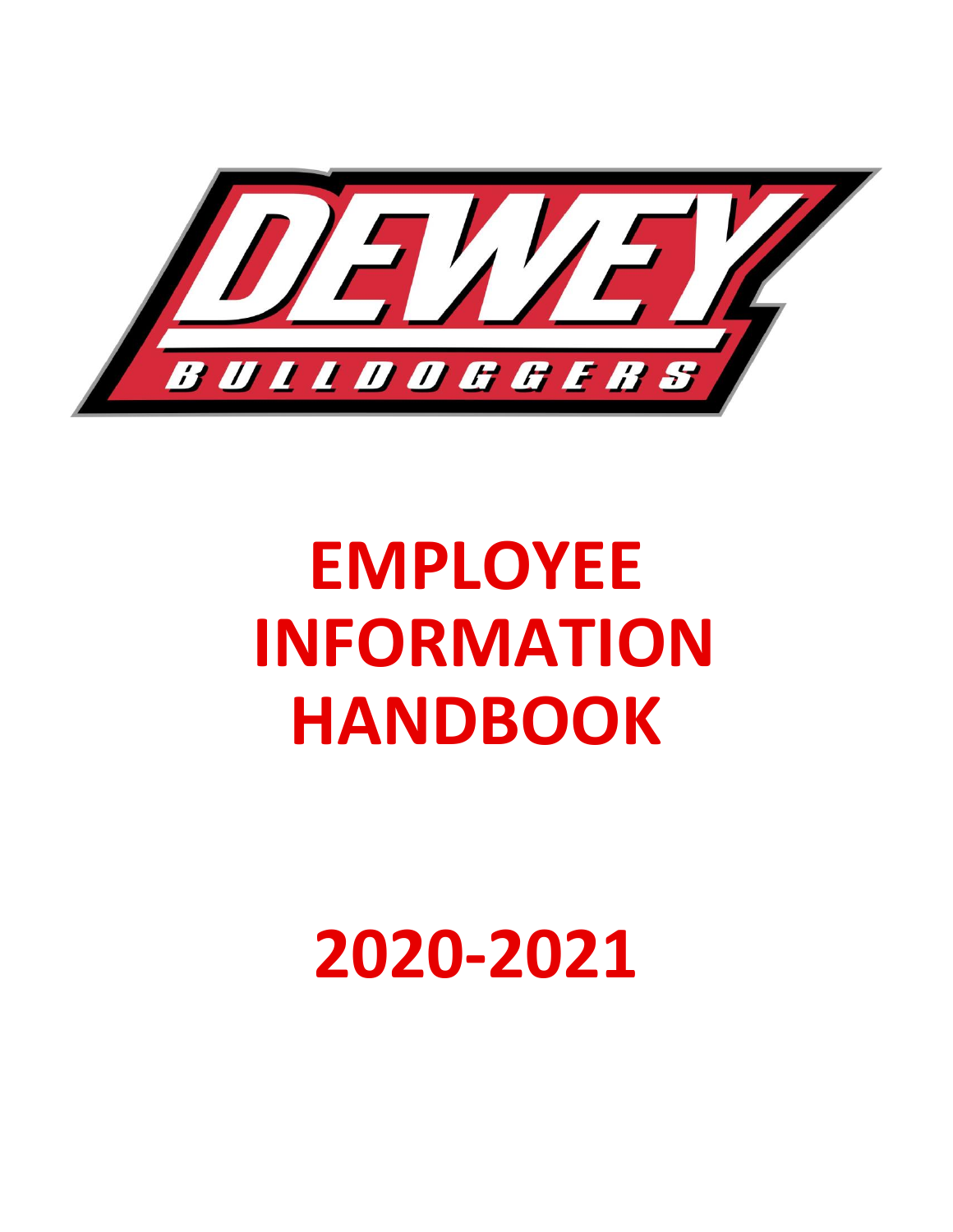DEWEY

BULLDOGGERS

# EMPLOYEE INFORMATION HANDBOOK

# 2020-2021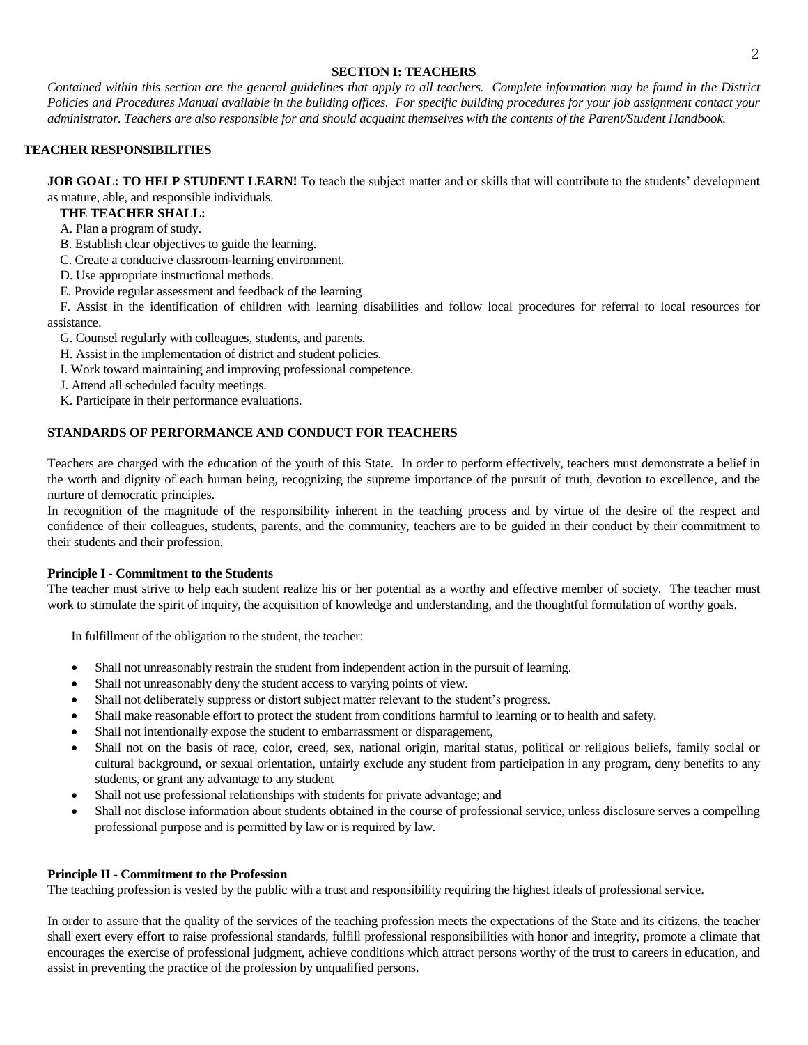## SECTION I: TEACHERS

*Contained within this section are the general guidelines that apply to all teachers. Complete information may be found in the District Policies and Procedures Manual available in the building offices. For specific building procedures for your job assignment contact your administrator. Teachers are also responsible for and should acquaint themselves with the contents of the Parent/Student Handbook.*

### TEACHER RESPONSIBILITIES

**JOB GOAL: TO HELP STUDENT LEARN!** To teach the subject matter and or skills that will contribute to the students' development as mature, able, and responsible individuals.

**THE TEACHER SHALL:**

A. Plan a program of study.

B. Establish clear objectives to guide the learning.

C. Create a conducive classroom-learning environment.

D. Use appropriate instructional methods.

E. Provide regular assessment and feedback of the learning

F. Assist in the identification of children with learning disabilities and follow local procedures for referral to local resources for assistance.

G. Counsel regularly with colleagues, students, and parents.

H. Assist in the implementation of district and student policies.

I. Work toward maintaining and improving professional competence.

J. Attend all scheduled faculty meetings.

K. Participate in their performance evaluations.

### STANDARDS OF PERFORMANCE AND CONDUCT FOR TEACHERS

Teachers are charged with the education of the youth of this State. In order to perform effectively, teachers must demonstrate a belief in the worth and dignity of each human being, recognizing the supreme importance of the pursuit of truth, devotion to excellence, and the nurture of democratic principles.

In recognition of the magnitude of the responsibility inherent in the teaching process and by virtue of the desire of the respect and confidence of their colleagues, students, parents, and the community, teachers are to be guided in their conduct by their commitment to their students and their profession.

#### Principle I - Commitment to the Students

The teacher must strive to help each student realize his or her potential as a worthy and effective member of society. The teacher must work to stimulate the spirit of inquiry, the acquisition of knowledge and understanding, and the thoughtful formulation of worthy goals.

In fulfillment of the obligation to the student, the teacher:

- Shall not unreasonably restrain the student from independent action in the pursuit of learning.
- Shall not unreasonably deny the student access to varying points of view.
- Shall not deliberately suppress or distort subject matter relevant to the student's progress.
- Shall make reasonable effort to protect the student from conditions harmful to learning or to health and safety.
- Shall not intentionally expose the student to embarrassment or disparagement,
- Shall not on the basis of race, color, creed, sex, national origin, marital status, political or religious beliefs, family social or cultural background, or sexual orientation, unfairly exclude any student from participation in any program, deny benefits to any students, or grant any advantage to any student
- Shall not use professional relationships with students for private advantage; and
- Shall not disclose information about students obtained in the course of professional service, unless disclosure serves a compelling professional purpose and is permitted by law or is required by law.

#### Principle II - Commitment to the Profession

The teaching profession is vested by the public with a trust and responsibility requiring the highest ideals of professional service.

In order to assure that the quality of the services of the teaching profession meets the expectations of the State and its citizens, the teacher shall exert every effort to raise professional standards, fulfill professional responsibilities with honor and integrity, promote a climate that encourages the exercise of professional judgment, achieve conditions which attract persons worthy of the trust to careers in education, and assist in preventing the practice of the profession by unqualified persons.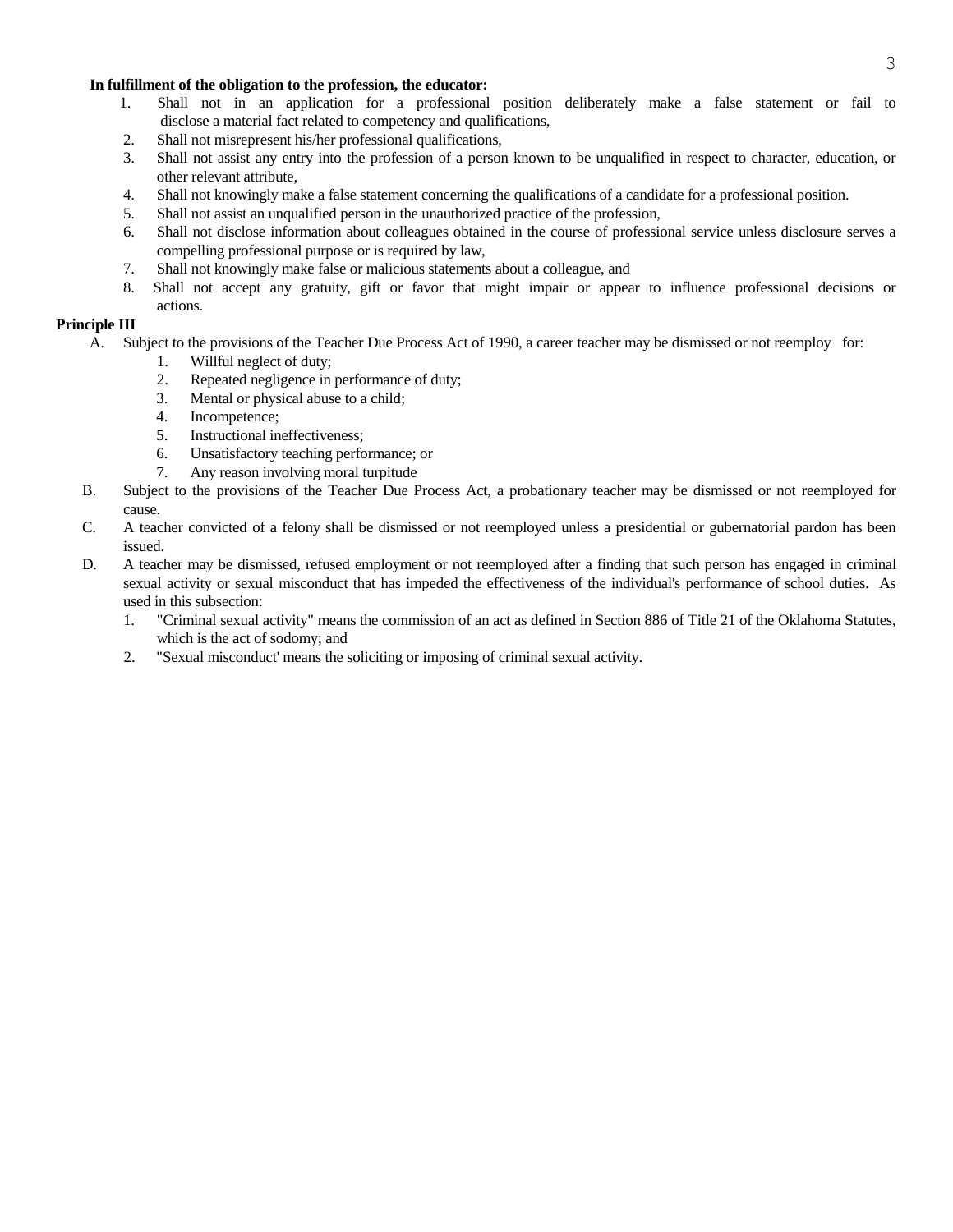**In fulfillment of the obligation to the profession, the educator:**

1. Shall not in an application for a professional position deliberately make a false statement or fail to disclose a material fact related to competency and qualifications,
2. Shall not misrepresent his/her professional qualifications,
3. Shall not assist any entry into the profession of a person known to be unqualified in respect to character, education, or other relevant attribute,
4. Shall not knowingly make a false statement concerning the qualifications of a candidate for a professional position.
5. Shall not assist an unqualified person in the unauthorized practice of the profession,
6. Shall not disclose information about colleagues obtained in the course of professional service unless disclosure serves a compelling professional purpose or is required by law,
7. Shall not knowingly make false or malicious statements about a colleague, and
8. Shall not accept any gratuity, gift or favor that might impair or appear to influence professional decisions or actions.

**Principle III**

A. Subject to the provisions of the Teacher Due Process Act of 1990, a career teacher may be dismissed or not reemploy for:
   1. Willful neglect of duty;
   2. Repeated negligence in performance of duty;
   3. Mental or physical abuse to a child;
   4. Incompetence;
   5. Instructional ineffectiveness;
   6. Unsatisfactory teaching performance; or
   7. Any reason involving moral turpitude

B. Subject to the provisions of the Teacher Due Process Act, a probationary teacher may be dismissed or not reemployed for cause.

C. A teacher convicted of a felony shall be dismissed or not reemployed unless a presidential or gubernatorial pardon has been issued.

D. A teacher may be dismissed, refused employment or not reemployed after a finding that such person has engaged in criminal sexual activity or sexual misconduct that has impeded the effectiveness of the individual's performance of school duties. As used in this subsection:
   1. "Criminal sexual activity" means the commission of an act as defined in Section 886 of Title 21 of the Oklahoma Statutes, which is the act of sodomy; and
   2. "Sexual misconduct' means the soliciting or imposing of criminal sexual activity.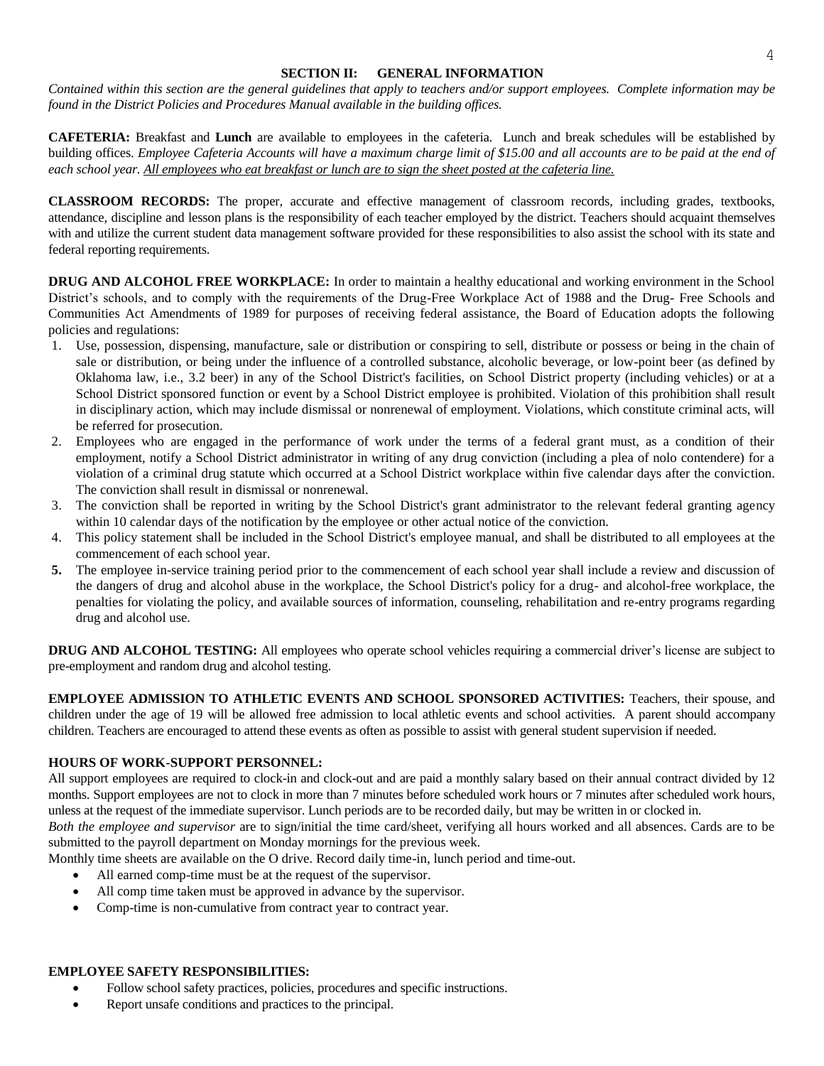## SECTION II: GENERAL INFORMATION

*Contained within this section are the general guidelines that apply to teachers and/or support employees. Complete information may be found in the District Policies and Procedures Manual available in the building offices.*

**CAFETERIA:** Breakfast and **Lunch** are available to employees in the cafeteria. Lunch and break schedules will be established by building offices. *Employee Cafeteria Accounts will have a maximum charge limit of $15.00 and all accounts are to be paid at the end of each school year. <u>All employees who eat breakfast or lunch are to sign the sheet posted at the cafeteria line.</u>*

**CLASSROOM RECORDS:** The proper, accurate and effective management of classroom records, including grades, textbooks, attendance, discipline and lesson plans is the responsibility of each teacher employed by the district. Teachers should acquaint themselves with and utilize the current student data management software provided for these responsibilities to also assist the school with its state and federal reporting requirements.

**DRUG AND ALCOHOL FREE WORKPLACE:** In order to maintain a healthy educational and working environment in the School District's schools, and to comply with the requirements of the Drug-Free Workplace Act of 1988 and the Drug- Free Schools and Communities Act Amendments of 1989 for purposes of receiving federal assistance, the Board of Education adopts the following policies and regulations:

1. Use, possession, dispensing, manufacture, sale or distribution or conspiring to sell, distribute or possess or being in the chain of sale or distribution, or being under the influence of a controlled substance, alcoholic beverage, or low-point beer (as defined by Oklahoma law, i.e., 3.2 beer) in any of the School District's facilities, on School District property (including vehicles) or at a School District sponsored function or event by a School District employee is prohibited. Violation of this prohibition shall result in disciplinary action, which may include dismissal or nonrenewal of employment. Violations, which constitute criminal acts, will be referred for prosecution.
2. Employees who are engaged in the performance of work under the terms of a federal grant must, as a condition of their employment, notify a School District administrator in writing of any drug conviction (including a plea of nolo contendere) for a violation of a criminal drug statute which occurred at a School District workplace within five calendar days after the conviction. The conviction shall result in dismissal or nonrenewal.
3. The conviction shall be reported in writing by the School District's grant administrator to the relevant federal granting agency within 10 calendar days of the notification by the employee or other actual notice of the conviction.
4. This policy statement shall be included in the School District's employee manual, and shall be distributed to all employees at the commencement of each school year.
5. The employee in-service training period prior to the commencement of each school year shall include a review and discussion of the dangers of drug and alcohol abuse in the workplace, the School District's policy for a drug- and alcohol-free workplace, the penalties for violating the policy, and available sources of information, counseling, rehabilitation and re-entry programs regarding drug and alcohol use.

**DRUG AND ALCOHOL TESTING:** All employees who operate school vehicles requiring a commercial driver's license are subject to pre-employment and random drug and alcohol testing.

**EMPLOYEE ADMISSION TO ATHLETIC EVENTS AND SCHOOL SPONSORED ACTIVITIES:** Teachers, their spouse, and children under the age of 19 will be allowed free admission to local athletic events and school activities. A parent should accompany children. Teachers are encouraged to attend these events as often as possible to assist with general student supervision if needed.

**HOURS OF WORK-SUPPORT PERSONNEL:**

All support employees are required to clock-in and clock-out and are paid a monthly salary based on their annual contract divided by 12 months. Support employees are not to clock in more than 7 minutes before scheduled work hours or 7 minutes after scheduled work hours, unless at the request of the immediate supervisor. Lunch periods are to be recorded daily, but may be written in or clocked in.

*Both the employee and supervisor* are to sign/initial the time card/sheet, verifying all hours worked and all absences. Cards are to be submitted to the payroll department on Monday mornings for the previous week.

Monthly time sheets are available on the O drive. Record daily time-in, lunch period and time-out.

- All earned comp-time must be at the request of the supervisor.
- All comp time taken must be approved in advance by the supervisor.
- Comp-time is non-cumulative from contract year to contract year.

**EMPLOYEE SAFETY RESPONSIBILITIES:**

- Follow school safety practices, policies, procedures and specific instructions.
- Report unsafe conditions and practices to the principal.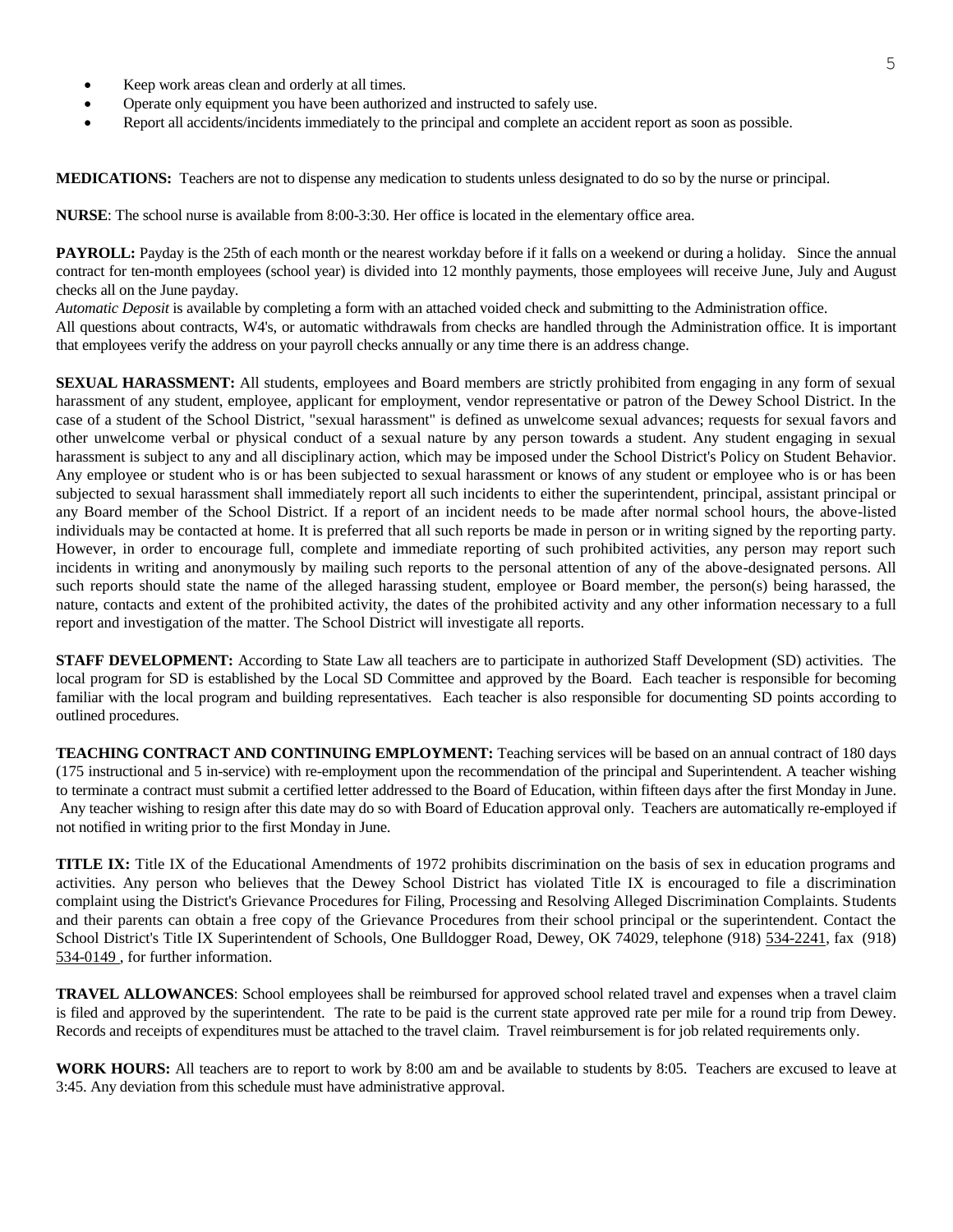- Keep work areas clean and orderly at all times.
- Operate only equipment you have been authorized and instructed to safely use.
- Report all accidents/incidents immediately to the principal and complete an accident report as soon as possible.

**MEDICATIONS:** Teachers are not to dispense any medication to students unless designated to do so by the nurse or principal.

**NURSE**: The school nurse is available from 8:00-3:30. Her office is located in the elementary office area.

**PAYROLL:** Payday is the 25th of each month or the nearest workday before if it falls on a weekend or during a holiday. Since the annual contract for ten-month employees (school year) is divided into 12 monthly payments, those employees will receive June, July and August checks all on the June payday.

*Automatic Deposit* is available by completing a form with an attached voided check and submitting to the Administration office.

All questions about contracts, W4's, or automatic withdrawals from checks are handled through the Administration office. It is important that employees verify the address on your payroll checks annually or any time there is an address change.

**SEXUAL HARASSMENT:** All students, employees and Board members are strictly prohibited from engaging in any form of sexual harassment of any student, employee, applicant for employment, vendor representative or patron of the Dewey School District. In the case of a student of the School District, "sexual harassment" is defined as unwelcome sexual advances; requests for sexual favors and other unwelcome verbal or physical conduct of a sexual nature by any person towards a student. Any student engaging in sexual harassment is subject to any and all disciplinary action, which may be imposed under the School District's Policy on Student Behavior. Any employee or student who is or has been subjected to sexual harassment or knows of any student or employee who is or has been subjected to sexual harassment shall immediately report all such incidents to either the superintendent, principal, assistant principal or any Board member of the School District. If a report of an incident needs to be made after normal school hours, the above-listed individuals may be contacted at home. It is preferred that all such reports be made in person or in writing signed by the reporting party. However, in order to encourage full, complete and immediate reporting of such prohibited activities, any person may report such incidents in writing and anonymously by mailing such reports to the personal attention of any of the above-designated persons. All such reports should state the name of the alleged harassing student, employee or Board member, the person(s) being harassed, the nature, contacts and extent of the prohibited activity, the dates of the prohibited activity and any other information necessary to a full report and investigation of the matter. The School District will investigate all reports.

**STAFF DEVELOPMENT:** According to State Law all teachers are to participate in authorized Staff Development (SD) activities. The local program for SD is established by the Local SD Committee and approved by the Board. Each teacher is responsible for becoming familiar with the local program and building representatives. Each teacher is also responsible for documenting SD points according to outlined procedures.

**TEACHING CONTRACT AND CONTINUING EMPLOYMENT:** Teaching services will be based on an annual contract of 180 days (175 instructional and 5 in-service) with re-employment upon the recommendation of the principal and Superintendent. A teacher wishing to terminate a contract must submit a certified letter addressed to the Board of Education, within fifteen days after the first Monday in June. Any teacher wishing to resign after this date may do so with Board of Education approval only. Teachers are automatically re-employed if not notified in writing prior to the first Monday in June.

**TITLE IX:** Title IX of the Educational Amendments of 1972 prohibits discrimination on the basis of sex in education programs and activities. Any person who believes that the Dewey School District has violated Title IX is encouraged to file a discrimination complaint using the District's Grievance Procedures for Filing, Processing and Resolving Alleged Discrimination Complaints. Students and their parents can obtain a free copy of the Grievance Procedures from their school principal or the superintendent. Contact the School District's Title IX Superintendent of Schools, One Bulldogger Road, Dewey, OK 74029, telephone (918) 534-2241, fax (918) 534-0149 , for further information.

**TRAVEL ALLOWANCES**: School employees shall be reimbursed for approved school related travel and expenses when a travel claim is filed and approved by the superintendent. The rate to be paid is the current state approved rate per mile for a round trip from Dewey. Records and receipts of expenditures must be attached to the travel claim. Travel reimbursement is for job related requirements only.

**WORK HOURS:** All teachers are to report to work by 8:00 am and be available to students by 8:05. Teachers are excused to leave at 3:45. Any deviation from this schedule must have administrative approval.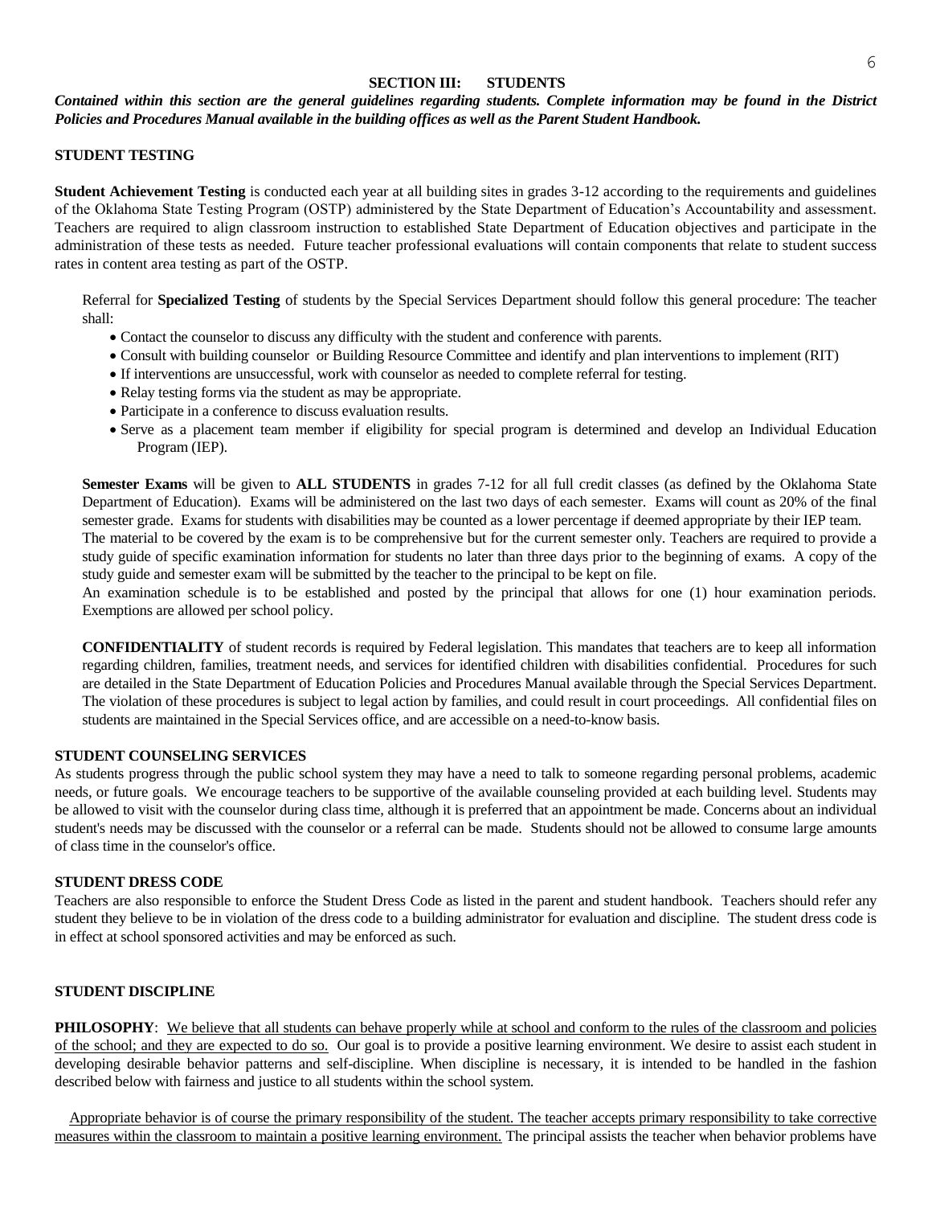## SECTION III: STUDENTS

***Contained within this section are the general guidelines regarding students. Complete information may be found in the District Policies and Procedures Manual available in the building offices as well as the Parent Student Handbook.***

### STUDENT TESTING

**Student Achievement Testing** is conducted each year at all building sites in grades 3-12 according to the requirements and guidelines of the Oklahoma State Testing Program (OSTP) administered by the State Department of Education's Accountability and assessment. Teachers are required to align classroom instruction to established State Department of Education objectives and participate in the administration of these tests as needed. Future teacher professional evaluations will contain components that relate to student success rates in content area testing as part of the OSTP.

Referral for **Specialized Testing** of students by the Special Services Department should follow this general procedure: The teacher shall:

- Contact the counselor to discuss any difficulty with the student and conference with parents.
- Consult with building counselor or Building Resource Committee and identify and plan interventions to implement (RIT)
- If interventions are unsuccessful, work with counselor as needed to complete referral for testing.
- Relay testing forms via the student as may be appropriate.
- Participate in a conference to discuss evaluation results.
- Serve as a placement team member if eligibility for special program is determined and develop an Individual Education Program (IEP).

**Semester Exams** will be given to **ALL STUDENTS** in grades 7-12 for all full credit classes (as defined by the Oklahoma State Department of Education). Exams will be administered on the last two days of each semester. Exams will count as 20% of the final semester grade. Exams for students with disabilities may be counted as a lower percentage if deemed appropriate by their IEP team.
The material to be covered by the exam is to be comprehensive but for the current semester only. Teachers are required to provide a study guide of specific examination information for students no later than three days prior to the beginning of exams. A copy of the study guide and semester exam will be submitted by the teacher to the principal to be kept on file.
An examination schedule is to be established and posted by the principal that allows for one (1) hour examination periods. Exemptions are allowed per school policy.

**CONFIDENTIALITY** of student records is required by Federal legislation. This mandates that teachers are to keep all information regarding children, families, treatment needs, and services for identified children with disabilities confidential. Procedures for such are detailed in the State Department of Education Policies and Procedures Manual available through the Special Services Department. The violation of these procedures is subject to legal action by families, and could result in court proceedings. All confidential files on students are maintained in the Special Services office, and are accessible on a need-to-know basis.

### STUDENT COUNSELING SERVICES

As students progress through the public school system they may have a need to talk to someone regarding personal problems, academic needs, or future goals. We encourage teachers to be supportive of the available counseling provided at each building level. Students may be allowed to visit with the counselor during class time, although it is preferred that an appointment be made. Concerns about an individual student's needs may be discussed with the counselor or a referral can be made. Students should not be allowed to consume large amounts of class time in the counselor's office.

### STUDENT DRESS CODE

Teachers are also responsible to enforce the Student Dress Code as listed in the parent and student handbook. Teachers should refer any student they believe to be in violation of the dress code to a building administrator for evaluation and discipline. The student dress code is in effect at school sponsored activities and may be enforced as such.

### STUDENT DISCIPLINE

**PHILOSOPHY**: We believe that all students can behave properly while at school and conform to the rules of the classroom and policies of the school; and they are expected to do so. Our goal is to provide a positive learning environment. We desire to assist each student in developing desirable behavior patterns and self-discipline. When discipline is necessary, it is intended to be handled in the fashion described below with fairness and justice to all students within the school system.

Appropriate behavior is of course the primary responsibility of the student. The teacher accepts primary responsibility to take corrective measures within the classroom to maintain a positive learning environment. The principal assists the teacher when behavior problems have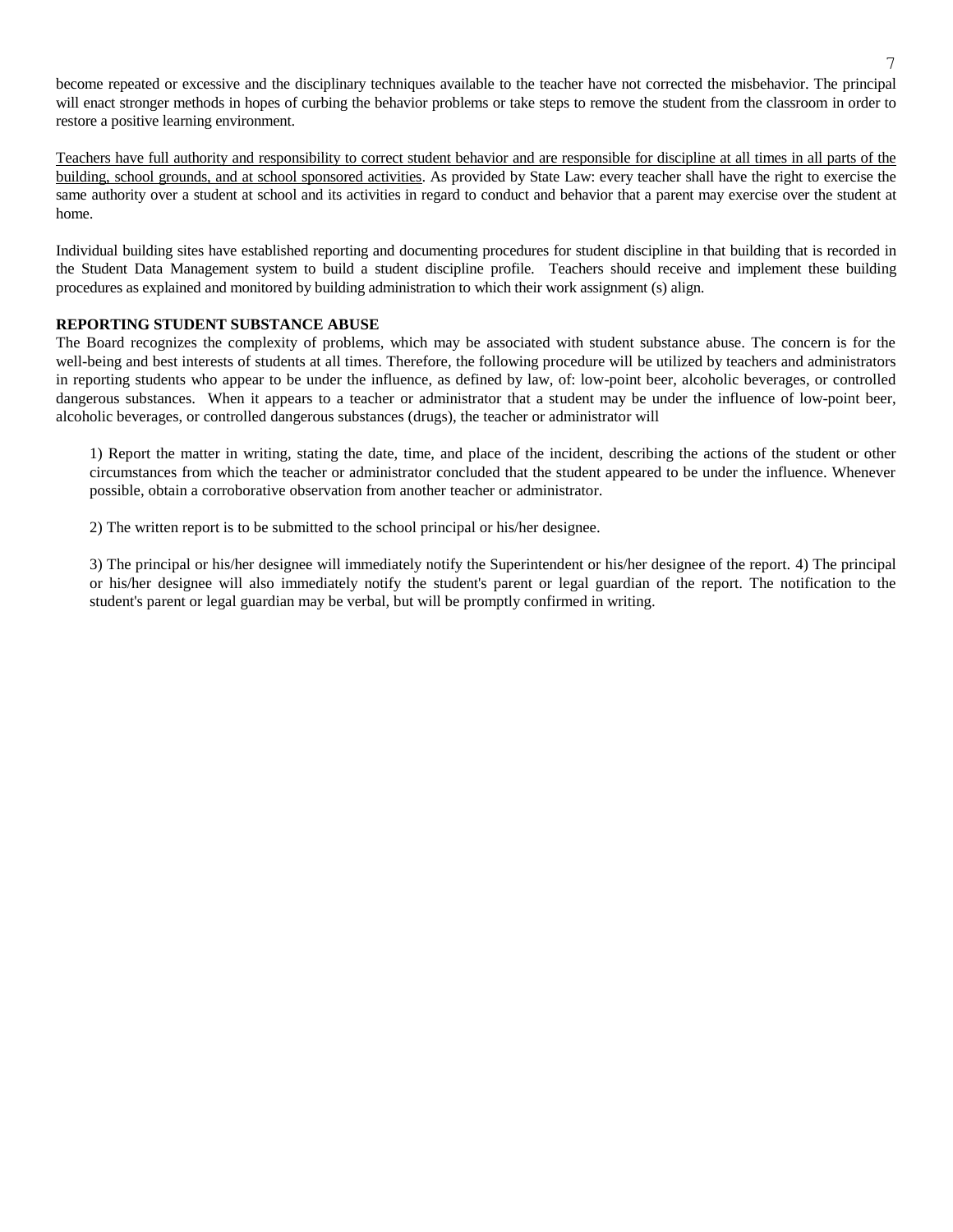become repeated or excessive and the disciplinary techniques available to the teacher have not corrected the misbehavior. The principal will enact stronger methods in hopes of curbing the behavior problems or take steps to remove the student from the classroom in order to restore a positive learning environment.

<u>Teachers have full authority and responsibility to correct student behavior and are responsible for discipline at all times in all parts of the building, school grounds, and at school sponsored activities</u>. As provided by State Law: every teacher shall have the right to exercise the same authority over a student at school and its activities in regard to conduct and behavior that a parent may exercise over the student at home.

Individual building sites have established reporting and documenting procedures for student discipline in that building that is recorded in the Student Data Management system to build a student discipline profile. Teachers should receive and implement these building procedures as explained and monitored by building administration to which their work assignment (s) align.

**REPORTING STUDENT SUBSTANCE ABUSE**

The Board recognizes the complexity of problems, which may be associated with student substance abuse. The concern is for the well-being and best interests of students at all times. Therefore, the following procedure will be utilized by teachers and administrators in reporting students who appear to be under the influence, as defined by law, of: low-point beer, alcoholic beverages, or controlled dangerous substances. When it appears to a teacher or administrator that a student may be under the influence of low-point beer, alcoholic beverages, or controlled dangerous substances (drugs), the teacher or administrator will

1) Report the matter in writing, stating the date, time, and place of the incident, describing the actions of the student or other circumstances from which the teacher or administrator concluded that the student appeared to be under the influence. Whenever possible, obtain a corroborative observation from another teacher or administrator.

2) The written report is to be submitted to the school principal or his/her designee.

3) The principal or his/her designee will immediately notify the Superintendent or his/her designee of the report. 4) The principal or his/her designee will also immediately notify the student's parent or legal guardian of the report. The notification to the student's parent or legal guardian may be verbal, but will be promptly confirmed in writing.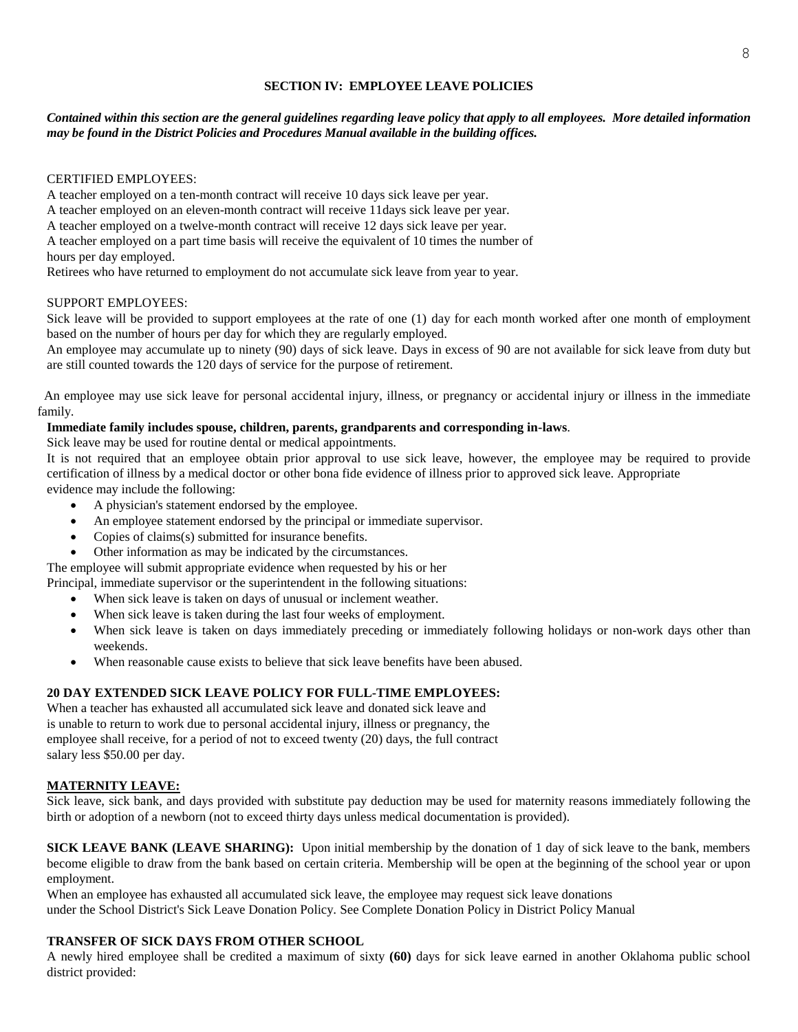## SECTION IV: EMPLOYEE LEAVE POLICIES

***Contained within this section are the general guidelines regarding leave policy that apply to all employees. More detailed information may be found in the District Policies and Procedures Manual available in the building offices.***

CERTIFIED EMPLOYEES:

A teacher employed on a ten-month contract will receive 10 days sick leave per year.
A teacher employed on an eleven-month contract will receive 11days sick leave per year.
A teacher employed on a twelve-month contract will receive 12 days sick leave per year.
A teacher employed on a part time basis will receive the equivalent of 10 times the number of hours per day employed.
Retirees who have returned to employment do not accumulate sick leave from year to year.

SUPPORT EMPLOYEES:

Sick leave will be provided to support employees at the rate of one (1) day for each month worked after one month of employment based on the number of hours per day for which they are regularly employed.
An employee may accumulate up to ninety (90) days of sick leave. Days in excess of 90 are not available for sick leave from duty but are still counted towards the 120 days of service for the purpose of retirement.

An employee may use sick leave for personal accidental injury, illness, or pregnancy or accidental injury or illness in the immediate family.

**Immediate family includes spouse, children, parents, grandparents and corresponding in-laws**.

Sick leave may be used for routine dental or medical appointments.

It is not required that an employee obtain prior approval to use sick leave, however, the employee may be required to provide certification of illness by a medical doctor or other bona fide evidence of illness prior to approved sick leave. Appropriate evidence may include the following:

- A physician's statement endorsed by the employee.
- An employee statement endorsed by the principal or immediate supervisor.
- Copies of claims(s) submitted for insurance benefits.
- Other information as may be indicated by the circumstances.

The employee will submit appropriate evidence when requested by his or her Principal, immediate supervisor or the superintendent in the following situations:

- When sick leave is taken on days of unusual or inclement weather.
- When sick leave is taken during the last four weeks of employment.
- When sick leave is taken on days immediately preceding or immediately following holidays or non-work days other than weekends.
- When reasonable cause exists to believe that sick leave benefits have been abused.

**20 DAY EXTENDED SICK LEAVE POLICY FOR FULL-TIME EMPLOYEES:**

When a teacher has exhausted all accumulated sick leave and donated sick leave and is unable to return to work due to personal accidental injury, illness or pregnancy, the employee shall receive, for a period of not to exceed twenty (20) days, the full contract salary less $50.00 per day.

**MATERNITY LEAVE:**

Sick leave, sick bank, and days provided with substitute pay deduction may be used for maternity reasons immediately following the birth or adoption of a newborn (not to exceed thirty days unless medical documentation is provided).

**SICK LEAVE BANK (LEAVE SHARING):** Upon initial membership by the donation of 1 day of sick leave to the bank, members become eligible to draw from the bank based on certain criteria. Membership will be open at the beginning of the school year or upon employment.

When an employee has exhausted all accumulated sick leave, the employee may request sick leave donations under the School District's Sick Leave Donation Policy. See Complete Donation Policy in District Policy Manual

**TRANSFER OF SICK DAYS FROM OTHER SCHOOL**

A newly hired employee shall be credited a maximum of sixty **(60)** days for sick leave earned in another Oklahoma public school district provided: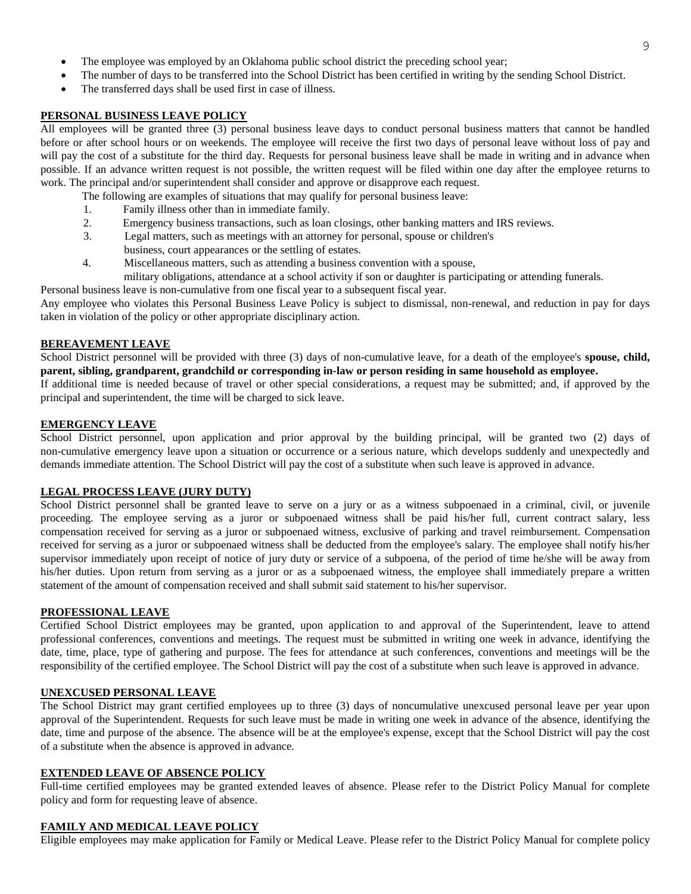- The employee was employed by an Oklahoma public school district the preceding school year;
- The number of days to be transferred into the School District has been certified in writing by the sending School District.
- The transferred days shall be used first in case of illness.

## PERSONAL BUSINESS LEAVE POLICY

All employees will be granted three (3) personal business leave days to conduct personal business matters that cannot be handled before or after school hours or on weekends. The employee will receive the first two days of personal leave without loss of pay and will pay the cost of a substitute for the third day. Requests for personal business leave shall be made in writing and in advance when possible. If an advance written request is not possible, the written request will be filed within one day after the employee returns to work. The principal and/or superintendent shall consider and approve or disapprove each request.

The following are examples of situations that may qualify for personal business leave:

1. Family illness other than in immediate family.
2. Emergency business transactions, such as loan closings, other banking matters and IRS reviews.
3. Legal matters, such as meetings with an attorney for personal, spouse or children's business, court appearances or the settling of estates.
4. Miscellaneous matters, such as attending a business convention with a spouse, military obligations, attendance at a school activity if son or daughter is participating or attending funerals.

Personal business leave is non-cumulative from one fiscal year to a subsequent fiscal year.

Any employee who violates this Personal Business Leave Policy is subject to dismissal, non-renewal, and reduction in pay for days taken in violation of the policy or other appropriate disciplinary action.

## BEREAVEMENT LEAVE

School District personnel will be provided with three (3) days of non-cumulative leave, for a death of the employee's **spouse, child, parent, sibling, grandparent, grandchild or corresponding in-law or person residing in same household as employee.**

If additional time is needed because of travel or other special considerations, a request may be submitted; and, if approved by the principal and superintendent, the time will be charged to sick leave.

## EMERGENCY LEAVE

School District personnel, upon application and prior approval by the building principal, will be granted two (2) days of non-cumulative emergency leave upon a situation or occurrence or a serious nature, which develops suddenly and unexpectedly and demands immediate attention. The School District will pay the cost of a substitute when such leave is approved in advance.

## LEGAL PROCESS LEAVE (JURY DUTY)

School District personnel shall be granted leave to serve on a jury or as a witness subpoenaed in a criminal, civil, or juvenile proceeding. The employee serving as a juror or subpoenaed witness shall be paid his/her full, current contract salary, less compensation received for serving as a juror or subpoenaed witness, exclusive of parking and travel reimbursement. Compensation received for serving as a juror or subpoenaed witness shall be deducted from the employee's salary. The employee shall notify his/her supervisor immediately upon receipt of notice of jury duty or service of a subpoena, of the period of time he/she will be away from his/her duties. Upon return from serving as a juror or as a subpoenaed witness, the employee shall immediately prepare a written statement of the amount of compensation received and shall submit said statement to his/her supervisor.

## PROFESSIONAL LEAVE

Certified School District employees may be granted, upon application to and approval of the Superintendent, leave to attend professional conferences, conventions and meetings. The request must be submitted in writing one week in advance, identifying the date, time, place, type of gathering and purpose. The fees for attendance at such conferences, conventions and meetings will be the responsibility of the certified employee. The School District will pay the cost of a substitute when such leave is approved in advance.

## UNEXCUSED PERSONAL LEAVE

The School District may grant certified employees up to three (3) days of noncumulative unexcused personal leave per year upon approval of the Superintendent. Requests for such leave must be made in writing one week in advance of the absence, identifying the date, time and purpose of the absence. The absence will be at the employee's expense, except that the School District will pay the cost of a substitute when the absence is approved in advance.

## EXTENDED LEAVE OF ABSENCE POLICY

Full-time certified employees may be granted extended leaves of absence. Please refer to the District Policy Manual for complete policy and form for requesting leave of absence.

## FAMILY AND MEDICAL LEAVE POLICY

Eligible employees may make application for Family or Medical Leave. Please refer to the District Policy Manual for complete policy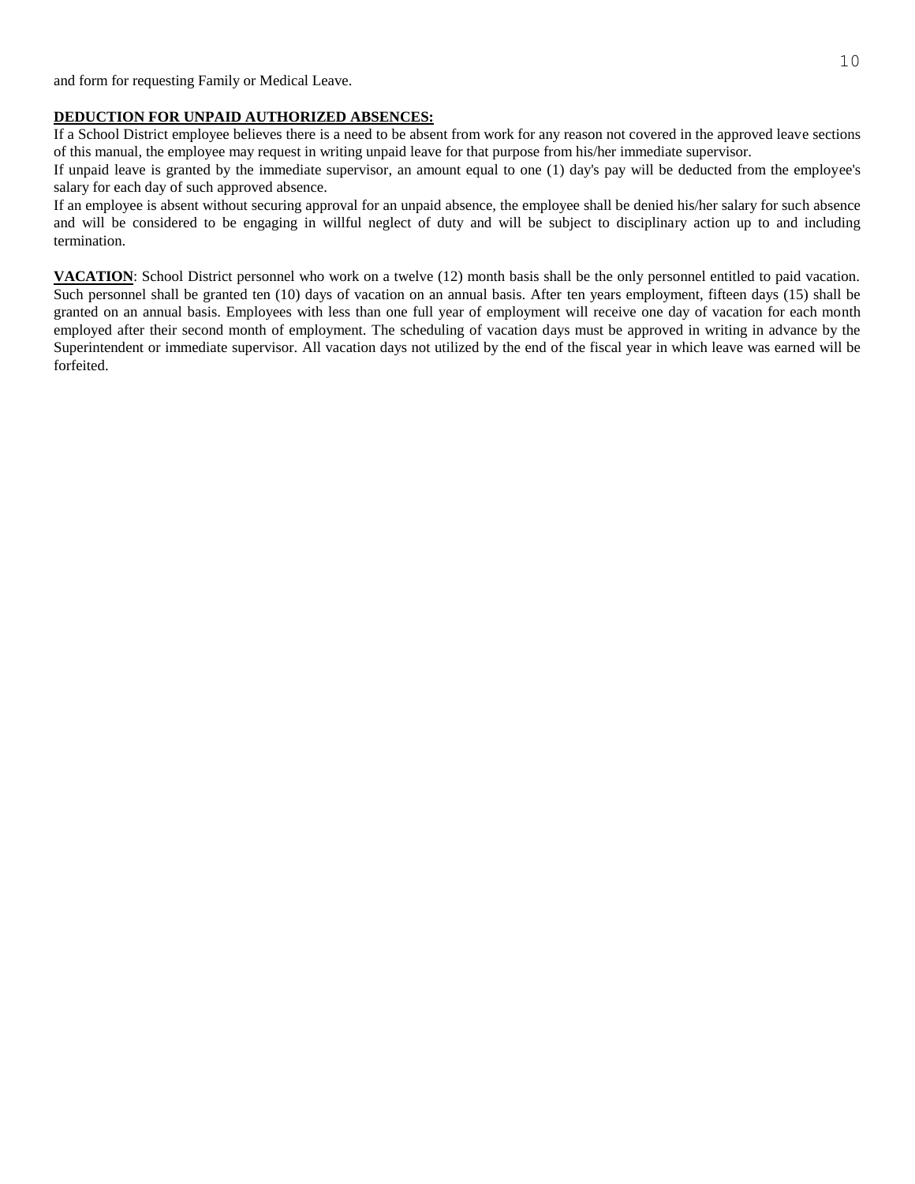and form for requesting Family or Medical Leave.

**DEDUCTION FOR UNPAID AUTHORIZED ABSENCES:**

If a School District employee believes there is a need to be absent from work for any reason not covered in the approved leave sections of this manual, the employee may request in writing unpaid leave for that purpose from his/her immediate supervisor.

If unpaid leave is granted by the immediate supervisor, an amount equal to one (1) day's pay will be deducted from the employee's salary for each day of such approved absence.

If an employee is absent without securing approval for an unpaid absence, the employee shall be denied his/her salary for such absence and will be considered to be engaging in willful neglect of duty and will be subject to disciplinary action up to and including termination.

**VACATION**: School District personnel who work on a twelve (12) month basis shall be the only personnel entitled to paid vacation. Such personnel shall be granted ten (10) days of vacation on an annual basis. After ten years employment, fifteen days (15) shall be granted on an annual basis. Employees with less than one full year of employment will receive one day of vacation for each month employed after their second month of employment. The scheduling of vacation days must be approved in writing in advance by the Superintendent or immediate supervisor. All vacation days not utilized by the end of the fiscal year in which leave was earned will be forfeited.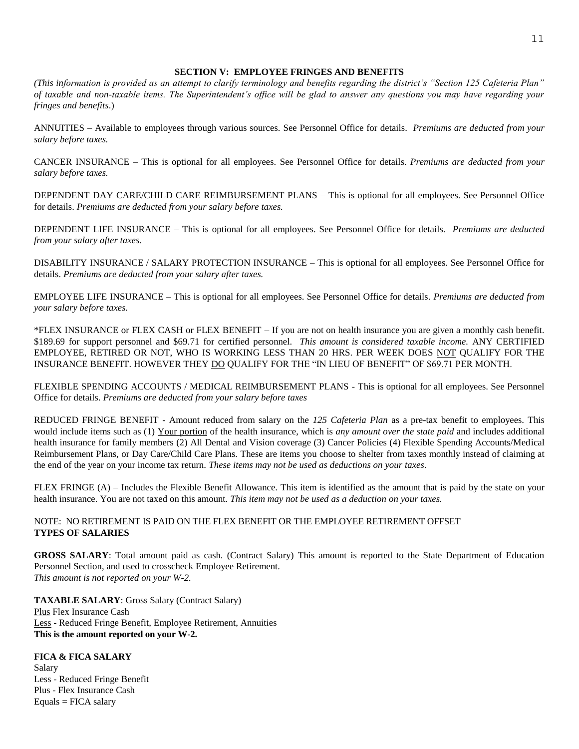## SECTION V: EMPLOYEE FRINGES AND BENEFITS

*(This information is provided as an attempt to clarify terminology and benefits regarding the district's "Section 125 Cafeteria Plan" of taxable and non-taxable items. The Superintendent's office will be glad to answer any questions you may have regarding your fringes and benefits*.)

ANNUITIES – Available to employees through various sources. See Personnel Office for details. *Premiums are deducted from your salary before taxes.*

CANCER INSURANCE – This is optional for all employees. See Personnel Office for details. *Premiums are deducted from your salary before taxes.*

DEPENDENT DAY CARE/CHILD CARE REIMBURSEMENT PLANS – This is optional for all employees. See Personnel Office for details. *Premiums are deducted from your salary before taxes.*

DEPENDENT LIFE INSURANCE – This is optional for all employees. See Personnel Office for details. *Premiums are deducted from your salary after taxes.*

DISABILITY INSURANCE / SALARY PROTECTION INSURANCE – This is optional for all employees. See Personnel Office for details. *Premiums are deducted from your salary after taxes.*

EMPLOYEE LIFE INSURANCE – This is optional for all employees. See Personnel Office for details. *Premiums are deducted from your salary before taxes.*

*FLEX INSURANCE or FLEX CASH or FLEX BENEFIT – If you are not on health insurance you are given a monthly cash benefit. $189.69 for support personnel and $69.71 for certified personnel. *This amount is considered taxable income.* ANY CERTIFIED EMPLOYEE, RETIRED OR NOT, WHO IS WORKING LESS THAN 20 HRS. PER WEEK DOES <u>NOT</u> QUALIFY FOR THE INSURANCE BENEFIT. HOWEVER THEY <u>DO</u> QUALIFY FOR THE "IN LIEU OF BENEFIT" OF $69.71 PER MONTH.

FLEXIBLE SPENDING ACCOUNTS / MEDICAL REIMBURSEMENT PLANS - This is optional for all employees. See Personnel Office for details. *Premiums are deducted from your salary before taxes*

REDUCED FRINGE BENEFIT - Amount reduced from salary on the *125 Cafeteria Plan* as a pre-tax benefit to employees. This would include items such as (1) <u>Your portion</u> of the health insurance, which is *any amount over the state paid* and includes additional health insurance for family members (2) All Dental and Vision coverage (3) Cancer Policies (4) Flexible Spending Accounts/Medical Reimbursement Plans, or Day Care/Child Care Plans. These are items you choose to shelter from taxes monthly instead of claiming at the end of the year on your income tax return. *These items may not be used as deductions on your taxes.*

FLEX FRINGE (A) – Includes the Flexible Benefit Allowance. This item is identified as the amount that is paid by the state on your health insurance. You are not taxed on this amount. *This item may not be used as a deduction on your taxes.*

NOTE: NO RETIREMENT IS PAID ON THE FLEX BENEFIT OR THE EMPLOYEE RETIREMENT OFFSET

**TYPES OF SALARIES**

**GROSS SALARY**: Total amount paid as cash. (Contract Salary) This amount is reported to the State Department of Education Personnel Section, and used to crosscheck Employee Retirement.
*This amount is not reported on your W-2.*

**TAXABLE SALARY**: Gross Salary (Contract Salary)
<u>Plus</u> Flex Insurance Cash
<u>Less</u> - Reduced Fringe Benefit, Employee Retirement, Annuities
**This is the amount reported on your W-2.**

**FICA & FICA SALARY**
Salary
Less - Reduced Fringe Benefit
Plus - Flex Insurance Cash
Equals = FICA salary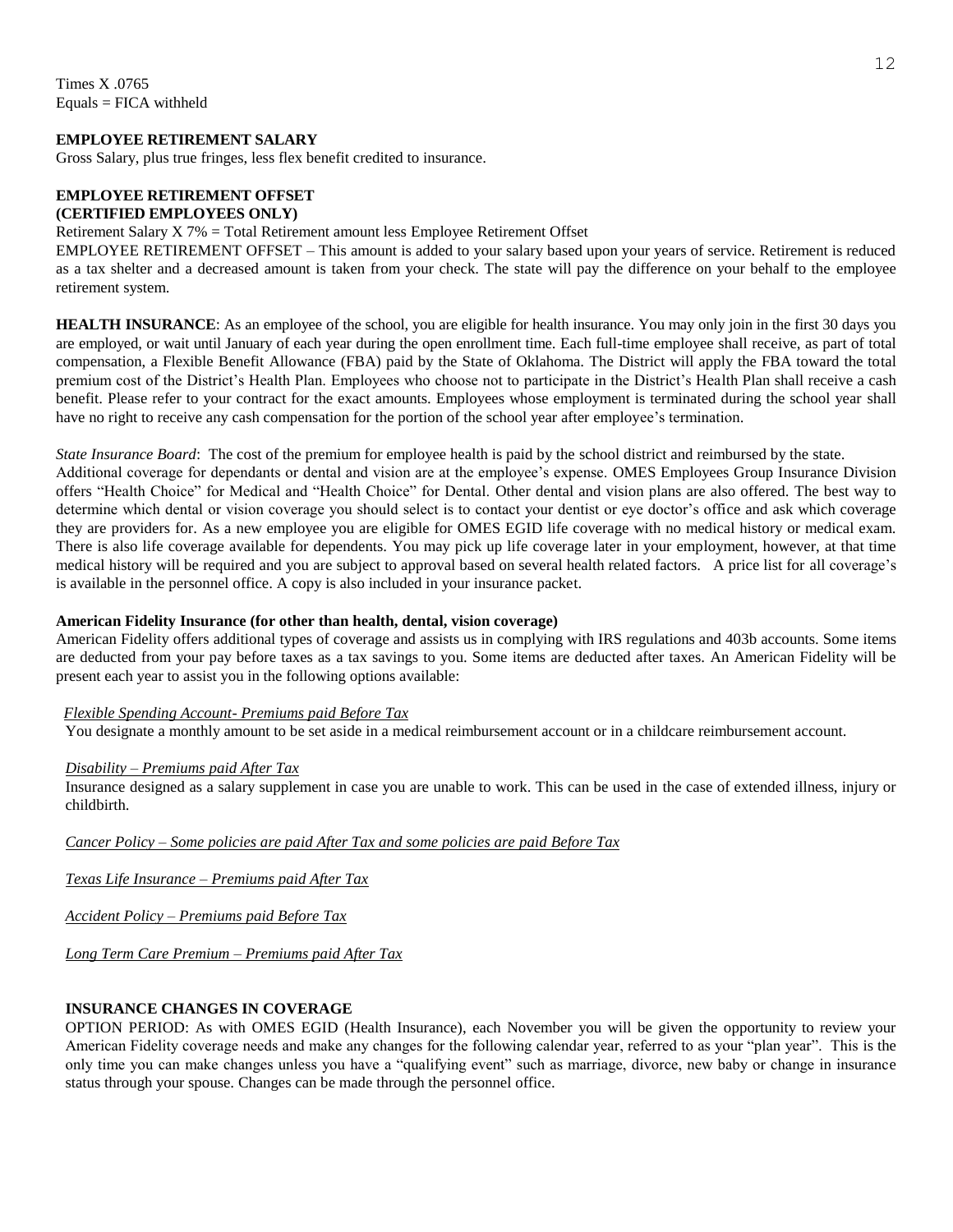Times X .0765
Equals = FICA withheld

**EMPLOYEE RETIREMENT SALARY**
Gross Salary, plus true fringes, less flex benefit credited to insurance.

**EMPLOYEE RETIREMENT OFFSET**
**(CERTIFIED EMPLOYEES ONLY)**
Retirement Salary X 7% = Total Retirement amount less Employee Retirement Offset
EMPLOYEE RETIREMENT OFFSET – This amount is added to your salary based upon your years of service. Retirement is reduced as a tax shelter and a decreased amount is taken from your check. The state will pay the difference on your behalf to the employee retirement system.

**HEALTH INSURANCE**: As an employee of the school, you are eligible for health insurance. You may only join in the first 30 days you are employed, or wait until January of each year during the open enrollment time. Each full-time employee shall receive, as part of total compensation, a Flexible Benefit Allowance (FBA) paid by the State of Oklahoma. The District will apply the FBA toward the total premium cost of the District's Health Plan. Employees who choose not to participate in the District's Health Plan shall receive a cash benefit. Please refer to your contract for the exact amounts. Employees whose employment is terminated during the school year shall have no right to receive any cash compensation for the portion of the school year after employee's termination.

*State Insurance Board*: The cost of the premium for employee health is paid by the school district and reimbursed by the state.
Additional coverage for dependants or dental and vision are at the employee's expense. OMES Employees Group Insurance Division offers "Health Choice" for Medical and "Health Choice" for Dental. Other dental and vision plans are also offered. The best way to determine which dental or vision coverage you should select is to contact your dentist or eye doctor's office and ask which coverage they are providers for. As a new employee you are eligible for OMES EGID life coverage with no medical history or medical exam. There is also life coverage available for dependents. You may pick up life coverage later in your employment, however, at that time medical history will be required and you are subject to approval based on several health related factors. A price list for all coverage's is available in the personnel office. A copy is also included in your insurance packet.

**American Fidelity Insurance (for other than health, dental, vision coverage)**
American Fidelity offers additional types of coverage and assists us in complying with IRS regulations and 403b accounts. Some items are deducted from your pay before taxes as a tax savings to you. Some items are deducted after taxes. An American Fidelity will be present each year to assist you in the following options available:

*Flexible Spending Account- Premiums paid Before Tax*
You designate a monthly amount to be set aside in a medical reimbursement account or in a childcare reimbursement account.

*Disability – Premiums paid After Tax*
Insurance designed as a salary supplement in case you are unable to work. This can be used in the case of extended illness, injury or childbirth.

*Cancer Policy – Some policies are paid After Tax and some policies are paid Before Tax*

*Texas Life Insurance – Premiums paid After Tax*

*Accident Policy – Premiums paid Before Tax*

*Long Term Care Premium – Premiums paid After Tax*

**INSURANCE CHANGES IN COVERAGE**
OPTION PERIOD: As with OMES EGID (Health Insurance), each November you will be given the opportunity to review your American Fidelity coverage needs and make any changes for the following calendar year, referred to as your "plan year". This is the only time you can make changes unless you have a "qualifying event" such as marriage, divorce, new baby or change in insurance status through your spouse. Changes can be made through the personnel office.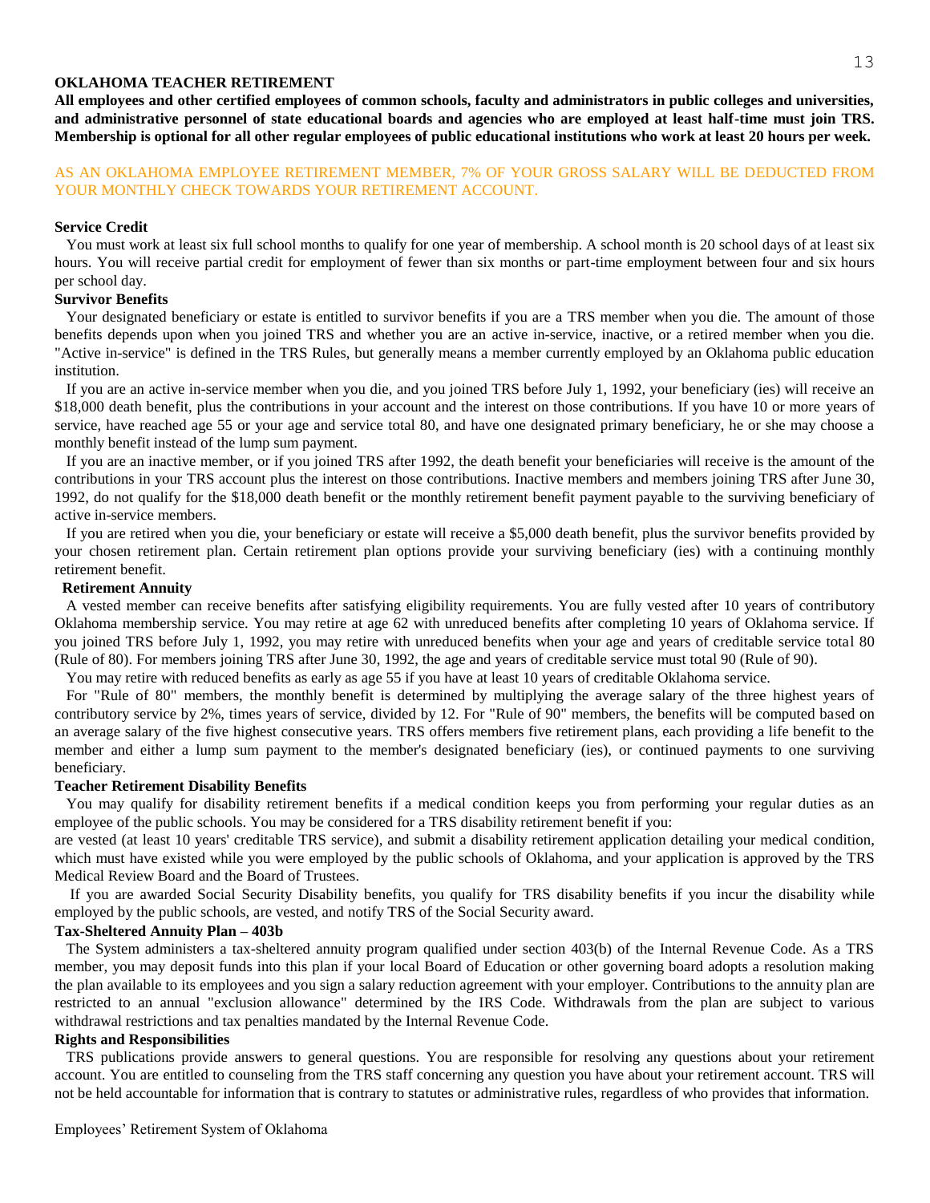## OKLAHOMA TEACHER RETIREMENT

**All employees and other certified employees of common schools, faculty and administrators in public colleges and universities, and administrative personnel of state educational boards and agencies who are employed at least half-time must join TRS. Membership is optional for all other regular employees of public educational institutions who work at least 20 hours per week.**

AS AN OKLAHOMA EMPLOYEE RETIREMENT MEMBER, 7% OF YOUR GROSS SALARY WILL BE DEDUCTED FROM YOUR MONTHLY CHECK TOWARDS YOUR RETIREMENT ACCOUNT.

### Service Credit

You must work at least six full school months to qualify for one year of membership. A school month is 20 school days of at least six hours. You will receive partial credit for employment of fewer than six months or part-time employment between four and six hours per school day.

### Survivor Benefits

Your designated beneficiary or estate is entitled to survivor benefits if you are a TRS member when you die. The amount of those benefits depends upon when you joined TRS and whether you are an active in-service, inactive, or a retired member when you die. "Active in-service" is defined in the TRS Rules, but generally means a member currently employed by an Oklahoma public education institution.

If you are an active in-service member when you die, and you joined TRS before July 1, 1992, your beneficiary (ies) will receive an $18,000 death benefit, plus the contributions in your account and the interest on those contributions. If you have 10 or more years of service, have reached age 55 or your age and service total 80, and have one designated primary beneficiary, he or she may choose a monthly benefit instead of the lump sum payment.

If you are an inactive member, or if you joined TRS after 1992, the death benefit your beneficiaries will receive is the amount of the contributions in your TRS account plus the interest on those contributions. Inactive members and members joining TRS after June 30, 1992, do not qualify for the $18,000 death benefit or the monthly retirement benefit payment payable to the surviving beneficiary of active in-service members.

If you are retired when you die, your beneficiary or estate will receive a $5,000 death benefit, plus the survivor benefits provided by your chosen retirement plan. Certain retirement plan options provide your surviving beneficiary (ies) with a continuing monthly retirement benefit.

### Retirement Annuity

A vested member can receive benefits after satisfying eligibility requirements. You are fully vested after 10 years of contributory Oklahoma membership service. You may retire at age 62 with unreduced benefits after completing 10 years of Oklahoma service. If you joined TRS before July 1, 1992, you may retire with unreduced benefits when your age and years of creditable service total 80 (Rule of 80). For members joining TRS after June 30, 1992, the age and years of creditable service must total 90 (Rule of 90).

You may retire with reduced benefits as early as age 55 if you have at least 10 years of creditable Oklahoma service.

For "Rule of 80" members, the monthly benefit is determined by multiplying the average salary of the three highest years of contributory service by 2%, times years of service, divided by 12. For "Rule of 90" members, the benefits will be computed based on an average salary of the five highest consecutive years. TRS offers members five retirement plans, each providing a life benefit to the member and either a lump sum payment to the member's designated beneficiary (ies), or continued payments to one surviving beneficiary.

### Teacher Retirement Disability Benefits

You may qualify for disability retirement benefits if a medical condition keeps you from performing your regular duties as an employee of the public schools. You may be considered for a TRS disability retirement benefit if you:
are vested (at least 10 years' creditable TRS service), and submit a disability retirement application detailing your medical condition, which must have existed while you were employed by the public schools of Oklahoma, and your application is approved by the TRS Medical Review Board and the Board of Trustees.

If you are awarded Social Security Disability benefits, you qualify for TRS disability benefits if you incur the disability while employed by the public schools, are vested, and notify TRS of the Social Security award.

### Tax-Sheltered Annuity Plan – 403b

The System administers a tax-sheltered annuity program qualified under section 403(b) of the Internal Revenue Code. As a TRS member, you may deposit funds into this plan if your local Board of Education or other governing board adopts a resolution making the plan available to its employees and you sign a salary reduction agreement with your employer. Contributions to the annuity plan are restricted to an annual "exclusion allowance" determined by the IRS Code. Withdrawals from the plan are subject to various withdrawal restrictions and tax penalties mandated by the Internal Revenue Code.

### Rights and Responsibilities

TRS publications provide answers to general questions. You are responsible for resolving any questions about your retirement account. You are entitled to counseling from the TRS staff concerning any question you have about your retirement account. TRS will not be held accountable for information that is contrary to statutes or administrative rules, regardless of who provides that information.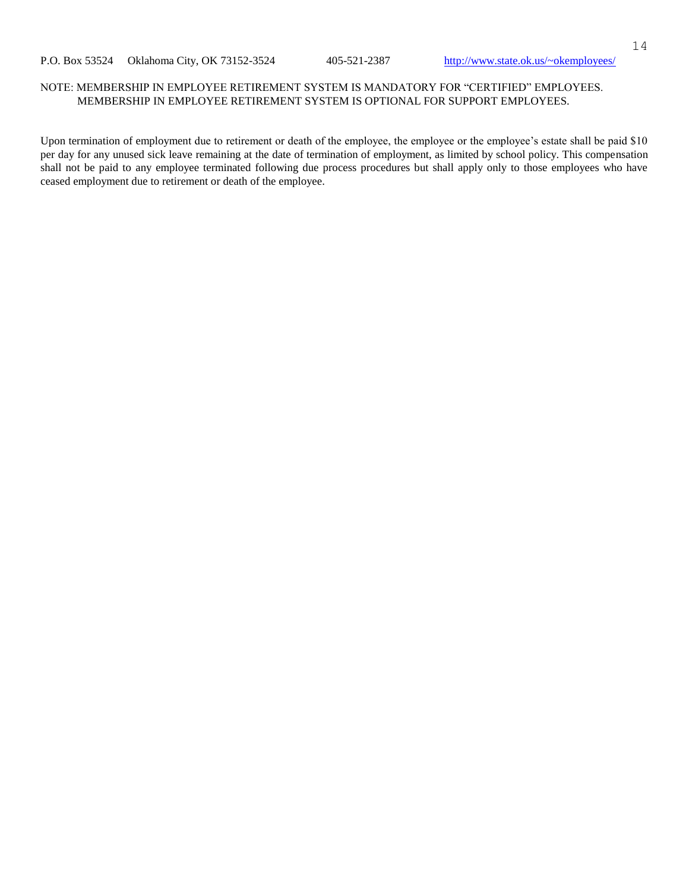P.O. Box 53524     Oklahoma City, OK 73152-3524          405-521-2387          http://www.state.ok.us/~okemployees/

NOTE: MEMBERSHIP IN EMPLOYEE RETIREMENT SYSTEM IS MANDATORY FOR "CERTIFIED" EMPLOYEES.
MEMBERSHIP IN EMPLOYEE RETIREMENT SYSTEM IS OPTIONAL FOR SUPPORT EMPLOYEES.

Upon termination of employment due to retirement or death of the employee, the employee or the employee's estate shall be paid $10 per day for any unused sick leave remaining at the date of termination of employment, as limited by school policy. This compensation shall not be paid to any employee terminated following due process procedures but shall apply only to those employees who have ceased employment due to retirement or death of the employee.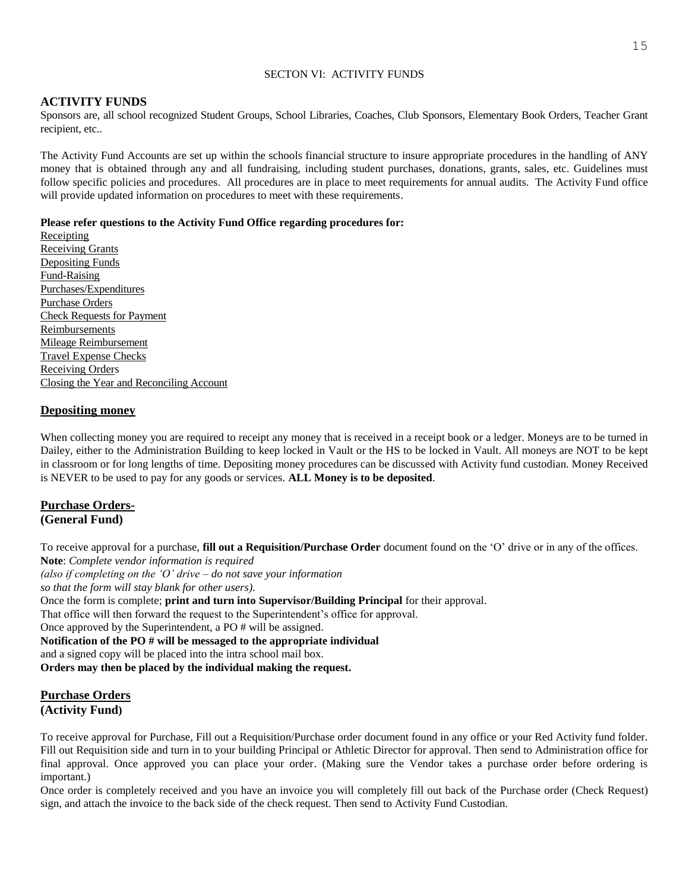SECTON VI: ACTIVITY FUNDS

## ACTIVITY FUNDS

Sponsors are, all school recognized Student Groups, School Libraries, Coaches, Club Sponsors, Elementary Book Orders, Teacher Grant recipient, etc..

The Activity Fund Accounts are set up within the schools financial structure to insure appropriate procedures in the handling of ANY money that is obtained through any and all fundraising, including student purchases, donations, grants, sales, etc. Guidelines must follow specific policies and procedures. All procedures are in place to meet requirements for annual audits. The Activity Fund office will provide updated information on procedures to meet with these requirements.

**Please refer questions to the Activity Fund Office regarding procedures for:**

Receipting
Receiving Grants
Depositing Funds
Fund-Raising
Purchases/Expenditures
Purchase Orders
Check Requests for Payment
Reimbursements
Mileage Reimbursement
Travel Expense Checks
Receiving Orders
Closing the Year and Reconciling Account

### Depositing money

When collecting money you are required to receipt any money that is received in a receipt book or a ledger. Moneys are to be turned in Dailey, either to the Administration Building to keep locked in Vault or the HS to be locked in Vault. All moneys are NOT to be kept in classroom or for long lengths of time. Depositing money procedures can be discussed with Activity fund custodian. Money Received is NEVER to be used to pay for any goods or services. **ALL Money is to be deposited**.

### Purchase Orders-
**(General Fund)**

To receive approval for a purchase, **fill out a Requisition/Purchase Order** document found on the 'O' drive or in any of the offices.
**Note**: *Complete vendor information is required*
*(also if completing on the 'O' drive – do not save your information*
*so that the form will stay blank for other users).*
Once the form is complete; **print and turn into Supervisor/Building Principal** for their approval.
That office will then forward the request to the Superintendent's office for approval.
Once approved by the Superintendent, a PO # will be assigned.
**Notification of the PO # will be messaged to the appropriate individual**
and a signed copy will be placed into the intra school mail box.
**Orders may then be placed by the individual making the request.**

### Purchase Orders
**(Activity Fund)**

To receive approval for Purchase, Fill out a Requisition/Purchase order document found in any office or your Red Activity fund folder. Fill out Requisition side and turn in to your building Principal or Athletic Director for approval. Then send to Administration office for final approval. Once approved you can place your order. (Making sure the Vendor takes a purchase order before ordering is important.)

Once order is completely received and you have an invoice you will completely fill out back of the Purchase order (Check Request) sign, and attach the invoice to the back side of the check request. Then send to Activity Fund Custodian.